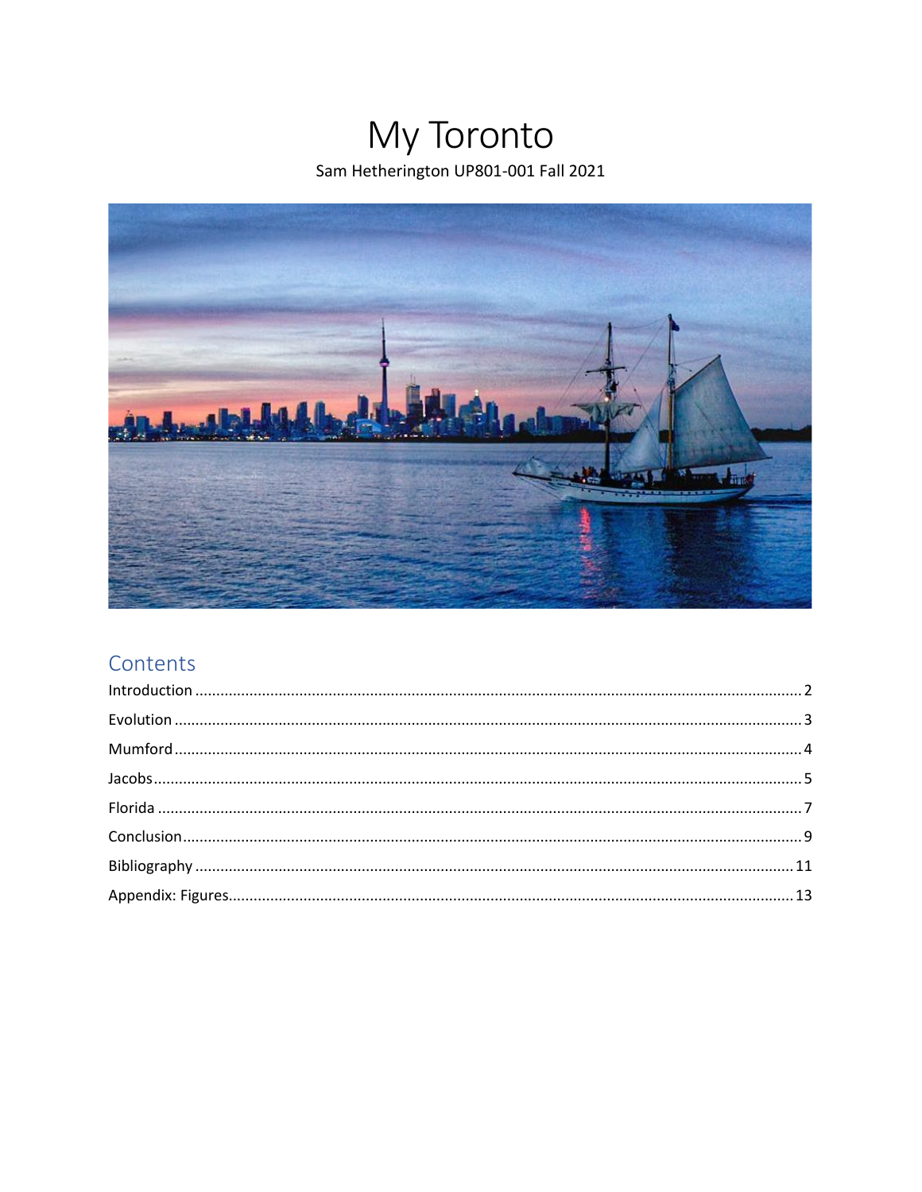# My Toronto

Sam Hetherington UP801-001 Fall 2021

## Contents

Introduction ..... 2

Evolution ..... 3

Mumford ..... 4

Jacobs ..... 5

Florida ..... 7

Conclusion ..... 9

Bibliography ..... 11

Appendix: Figures ..... 13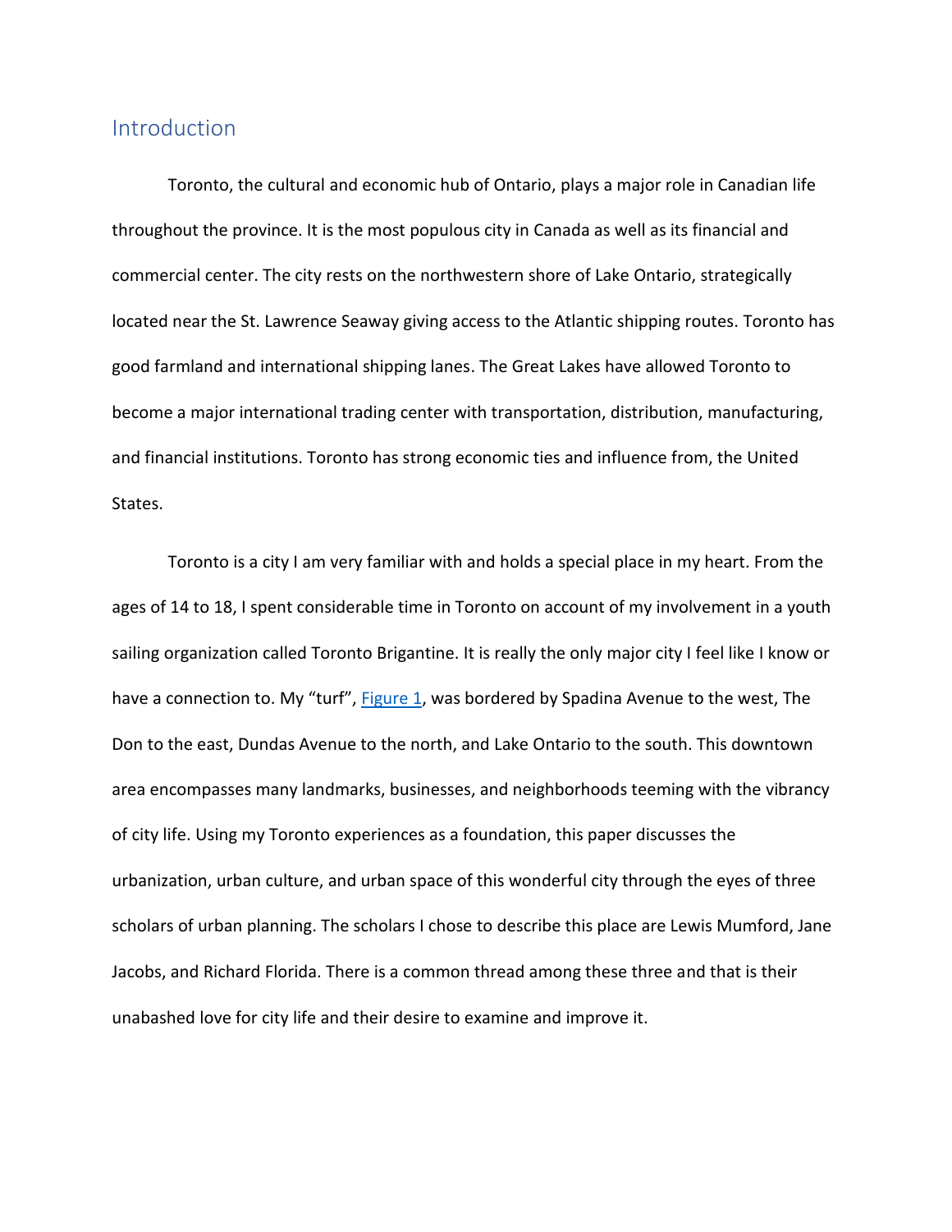## Introduction

Toronto, the cultural and economic hub of Ontario, plays a major role in Canadian life throughout the province. It is the most populous city in Canada as well as its financial and commercial center. The city rests on the northwestern shore of Lake Ontario, strategically located near the St. Lawrence Seaway giving access to the Atlantic shipping routes. Toronto has good farmland and international shipping lanes. The Great Lakes have allowed Toronto to become a major international trading center with transportation, distribution, manufacturing, and financial institutions. Toronto has strong economic ties and influence from, the United States.

Toronto is a city I am very familiar with and holds a special place in my heart. From the ages of 14 to 18, I spent considerable time in Toronto on account of my involvement in a youth sailing organization called Toronto Brigantine. It is really the only major city I feel like I know or have a connection to. My "turf", Figure 1, was bordered by Spadina Avenue to the west, The Don to the east, Dundas Avenue to the north, and Lake Ontario to the south. This downtown area encompasses many landmarks, businesses, and neighborhoods teeming with the vibrancy of city life. Using my Toronto experiences as a foundation, this paper discusses the urbanization, urban culture, and urban space of this wonderful city through the eyes of three scholars of urban planning. The scholars I chose to describe this place are Lewis Mumford, Jane Jacobs, and Richard Florida. There is a common thread among these three and that is their unabashed love for city life and their desire to examine and improve it.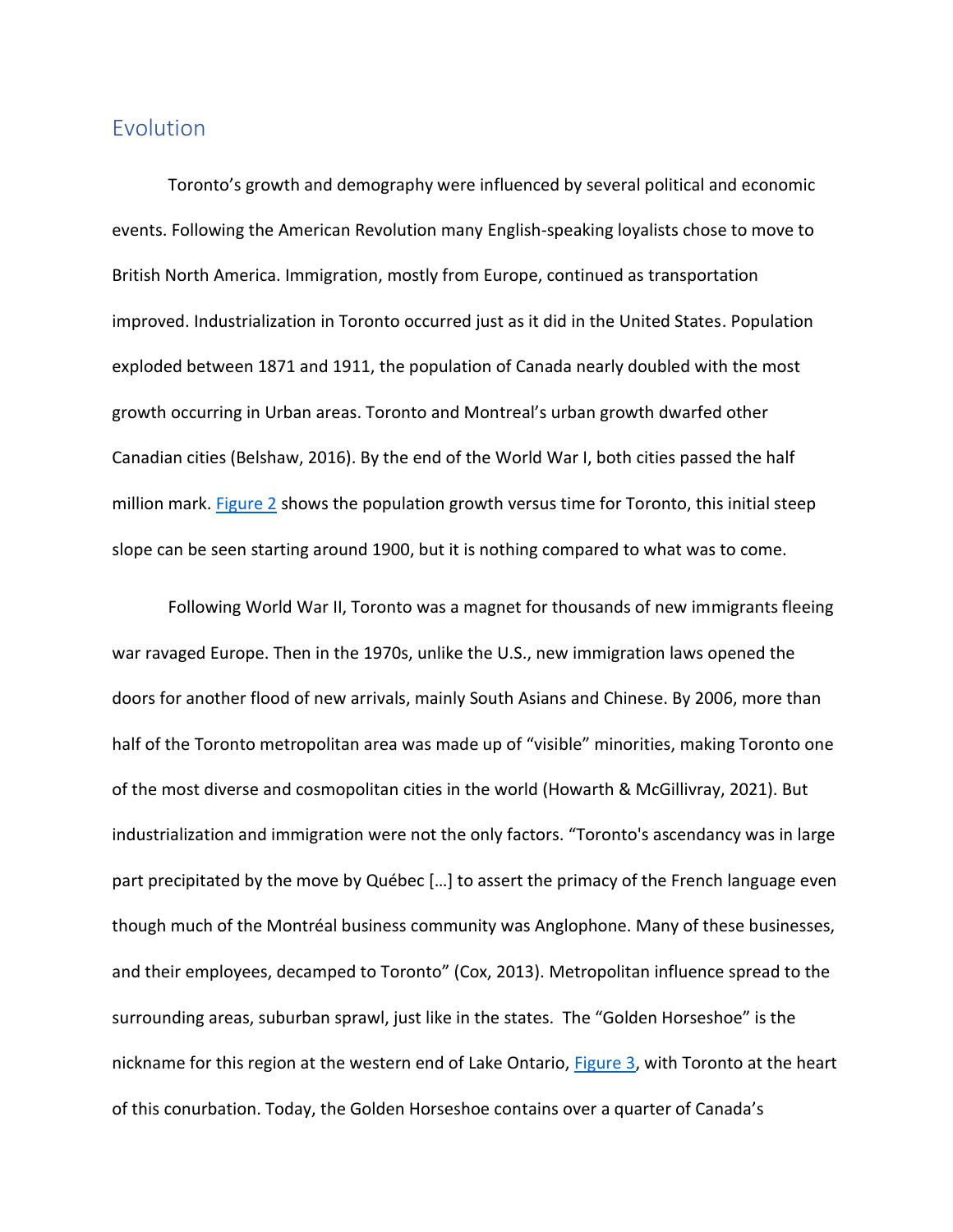## Evolution

Toronto's growth and demography were influenced by several political and economic events. Following the American Revolution many English-speaking loyalists chose to move to British North America. Immigration, mostly from Europe, continued as transportation improved. Industrialization in Toronto occurred just as it did in the United States. Population exploded between 1871 and 1911, the population of Canada nearly doubled with the most growth occurring in Urban areas. Toronto and Montreal's urban growth dwarfed other Canadian cities (Belshaw, 2016). By the end of the World War I, both cities passed the half million mark. Figure 2 shows the population growth versus time for Toronto, this initial steep slope can be seen starting around 1900, but it is nothing compared to what was to come.

Following World War II, Toronto was a magnet for thousands of new immigrants fleeing war ravaged Europe. Then in the 1970s, unlike the U.S., new immigration laws opened the doors for another flood of new arrivals, mainly South Asians and Chinese. By 2006, more than half of the Toronto metropolitan area was made up of "visible" minorities, making Toronto one of the most diverse and cosmopolitan cities in the world (Howarth & McGillivray, 2021). But industrialization and immigration were not the only factors. "Toronto's ascendancy was in large part precipitated by the move by Québec […] to assert the primacy of the French language even though much of the Montréal business community was Anglophone. Many of these businesses, and their employees, decamped to Toronto" (Cox, 2013). Metropolitan influence spread to the surrounding areas, suburban sprawl, just like in the states. The "Golden Horseshoe" is the nickname for this region at the western end of Lake Ontario, Figure 3, with Toronto at the heart of this conurbation. Today, the Golden Horseshoe contains over a quarter of Canada's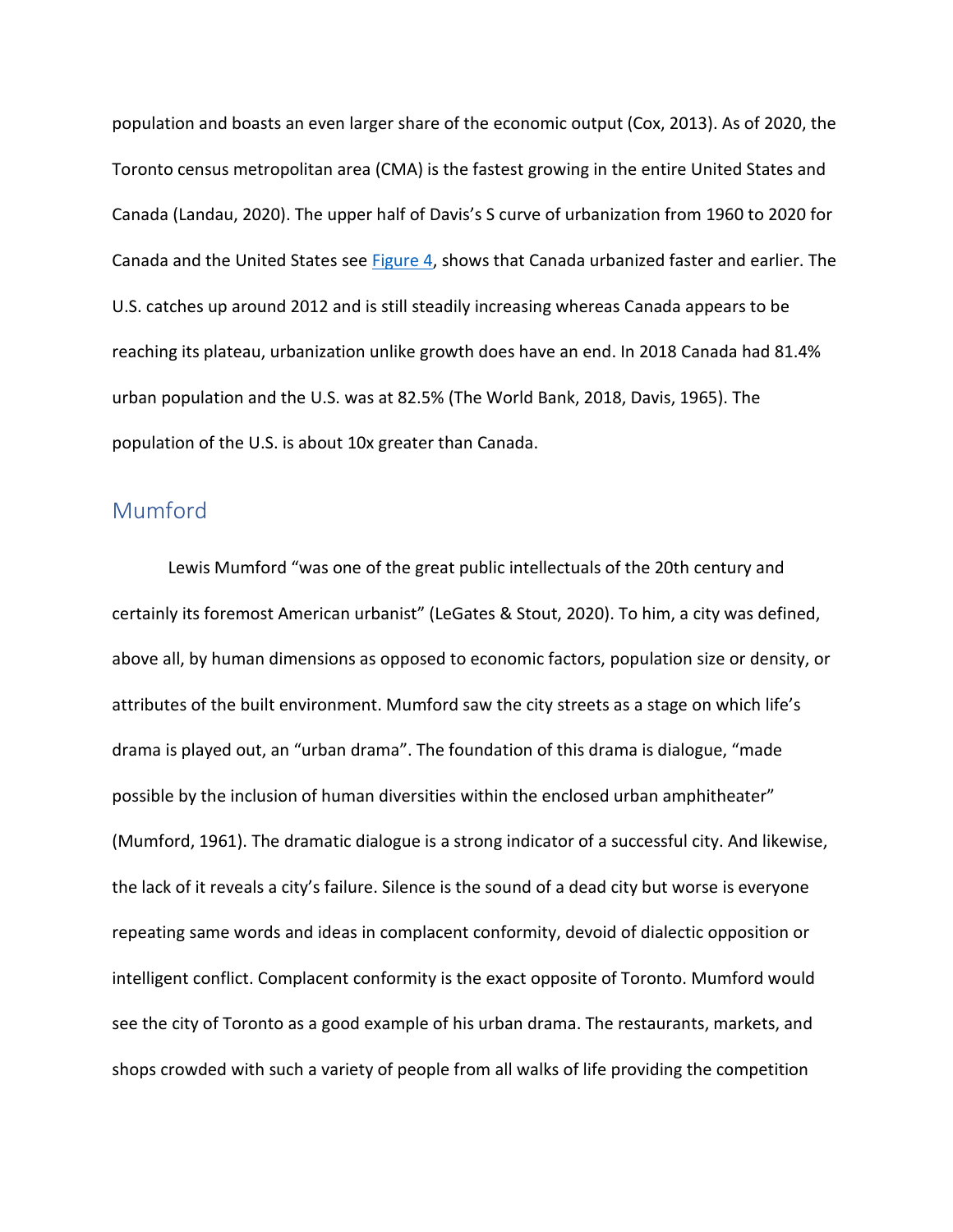population and boasts an even larger share of the economic output (Cox, 2013). As of 2020, the Toronto census metropolitan area (CMA) is the fastest growing in the entire United States and Canada (Landau, 2020). The upper half of Davis's S curve of urbanization from 1960 to 2020 for Canada and the United States see Figure 4, shows that Canada urbanized faster and earlier. The U.S. catches up around 2012 and is still steadily increasing whereas Canada appears to be reaching its plateau, urbanization unlike growth does have an end. In 2018 Canada had 81.4% urban population and the U.S. was at 82.5% (The World Bank, 2018, Davis, 1965). The population of the U.S. is about 10x greater than Canada.

## Mumford

Lewis Mumford "was one of the great public intellectuals of the 20th century and certainly its foremost American urbanist" (LeGates & Stout, 2020). To him, a city was defined, above all, by human dimensions as opposed to economic factors, population size or density, or attributes of the built environment. Mumford saw the city streets as a stage on which life's drama is played out, an "urban drama". The foundation of this drama is dialogue, "made possible by the inclusion of human diversities within the enclosed urban amphitheater" (Mumford, 1961). The dramatic dialogue is a strong indicator of a successful city. And likewise, the lack of it reveals a city's failure. Silence is the sound of a dead city but worse is everyone repeating same words and ideas in complacent conformity, devoid of dialectic opposition or intelligent conflict. Complacent conformity is the exact opposite of Toronto. Mumford would see the city of Toronto as a good example of his urban drama. The restaurants, markets, and shops crowded with such a variety of people from all walks of life providing the competition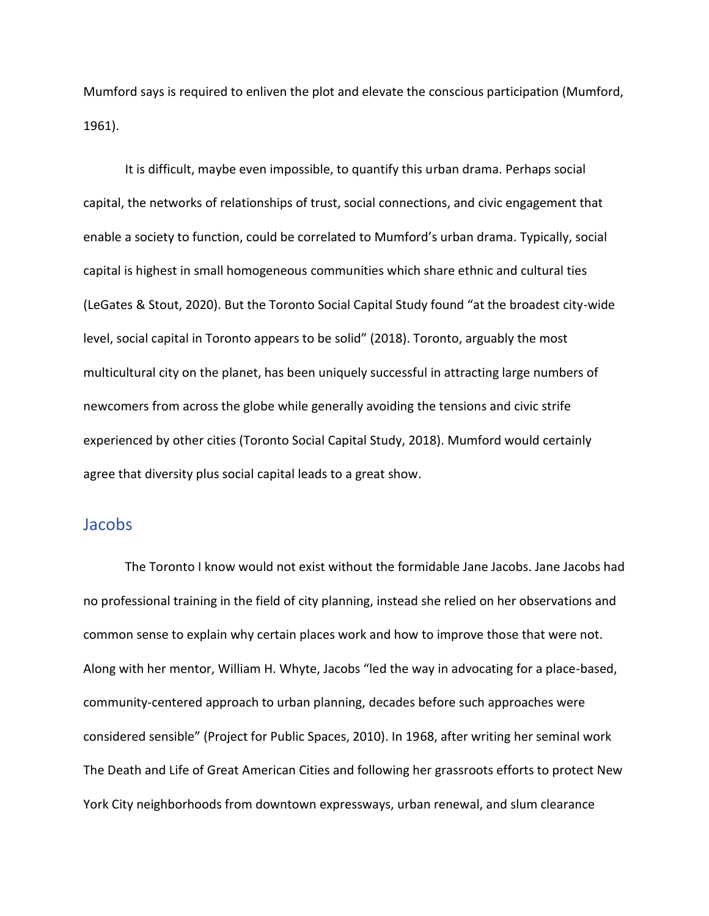Mumford says is required to enliven the plot and elevate the conscious participation (Mumford, 1961).

It is difficult, maybe even impossible, to quantify this urban drama. Perhaps social capital, the networks of relationships of trust, social connections, and civic engagement that enable a society to function, could be correlated to Mumford's urban drama. Typically, social capital is highest in small homogeneous communities which share ethnic and cultural ties (LeGates & Stout, 2020). But the Toronto Social Capital Study found "at the broadest city-wide level, social capital in Toronto appears to be solid" (2018). Toronto, arguably the most multicultural city on the planet, has been uniquely successful in attracting large numbers of newcomers from across the globe while generally avoiding the tensions and civic strife experienced by other cities (Toronto Social Capital Study, 2018). Mumford would certainly agree that diversity plus social capital leads to a great show.

## Jacobs

The Toronto I know would not exist without the formidable Jane Jacobs. Jane Jacobs had no professional training in the field of city planning, instead she relied on her observations and common sense to explain why certain places work and how to improve those that were not. Along with her mentor, William H. Whyte, Jacobs "led the way in advocating for a place-based, community-centered approach to urban planning, decades before such approaches were considered sensible" (Project for Public Spaces, 2010). In 1968, after writing her seminal work The Death and Life of Great American Cities and following her grassroots efforts to protect New York City neighborhoods from downtown expressways, urban renewal, and slum clearance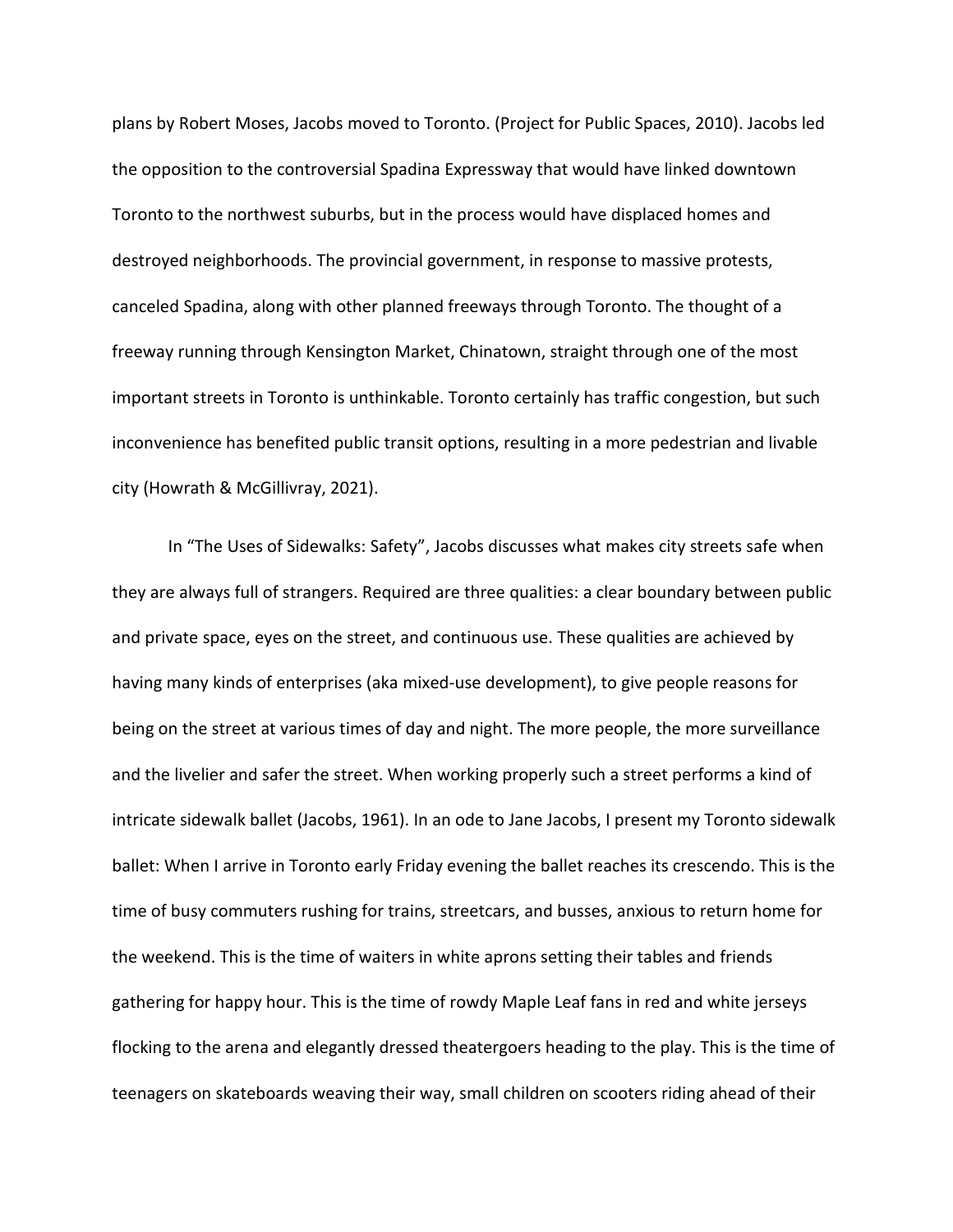plans by Robert Moses, Jacobs moved to Toronto. (Project for Public Spaces, 2010). Jacobs led the opposition to the controversial Spadina Expressway that would have linked downtown Toronto to the northwest suburbs, but in the process would have displaced homes and destroyed neighborhoods. The provincial government, in response to massive protests, canceled Spadina, along with other planned freeways through Toronto. The thought of a freeway running through Kensington Market, Chinatown, straight through one of the most important streets in Toronto is unthinkable. Toronto certainly has traffic congestion, but such inconvenience has benefited public transit options, resulting in a more pedestrian and livable city (Howrath & McGillivray, 2021).

In "The Uses of Sidewalks: Safety", Jacobs discusses what makes city streets safe when they are always full of strangers. Required are three qualities: a clear boundary between public and private space, eyes on the street, and continuous use. These qualities are achieved by having many kinds of enterprises (aka mixed-use development), to give people reasons for being on the street at various times of day and night. The more people, the more surveillance and the livelier and safer the street. When working properly such a street performs a kind of intricate sidewalk ballet (Jacobs, 1961). In an ode to Jane Jacobs, I present my Toronto sidewalk ballet: When I arrive in Toronto early Friday evening the ballet reaches its crescendo. This is the time of busy commuters rushing for trains, streetcars, and busses, anxious to return home for the weekend. This is the time of waiters in white aprons setting their tables and friends gathering for happy hour. This is the time of rowdy Maple Leaf fans in red and white jerseys flocking to the arena and elegantly dressed theatergoers heading to the play. This is the time of teenagers on skateboards weaving their way, small children on scooters riding ahead of their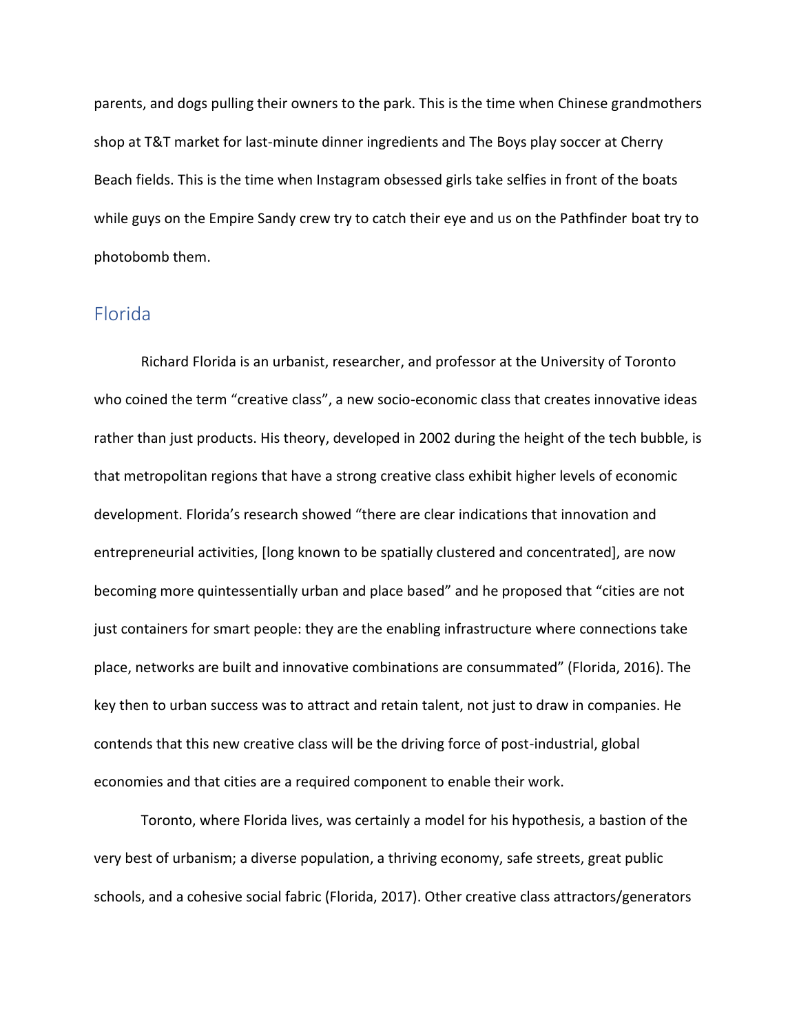parents, and dogs pulling their owners to the park. This is the time when Chinese grandmothers shop at T&T market for last-minute dinner ingredients and The Boys play soccer at Cherry Beach fields. This is the time when Instagram obsessed girls take selfies in front of the boats while guys on the Empire Sandy crew try to catch their eye and us on the Pathfinder boat try to photobomb them.

## Florida

Richard Florida is an urbanist, researcher, and professor at the University of Toronto who coined the term "creative class", a new socio-economic class that creates innovative ideas rather than just products. His theory, developed in 2002 during the height of the tech bubble, is that metropolitan regions that have a strong creative class exhibit higher levels of economic development. Florida's research showed "there are clear indications that innovation and entrepreneurial activities, [long known to be spatially clustered and concentrated], are now becoming more quintessentially urban and place based" and he proposed that "cities are not just containers for smart people: they are the enabling infrastructure where connections take place, networks are built and innovative combinations are consummated" (Florida, 2016). The key then to urban success was to attract and retain talent, not just to draw in companies. He contends that this new creative class will be the driving force of post-industrial, global economies and that cities are a required component to enable their work.

Toronto, where Florida lives, was certainly a model for his hypothesis, a bastion of the very best of urbanism; a diverse population, a thriving economy, safe streets, great public schools, and a cohesive social fabric (Florida, 2017). Other creative class attractors/generators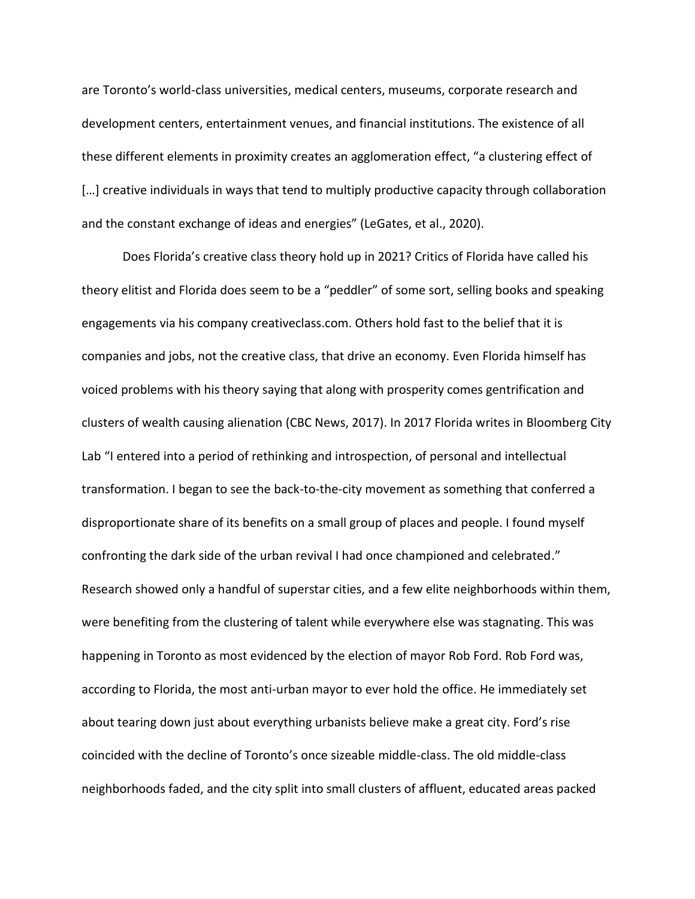are Toronto's world-class universities, medical centers, museums, corporate research and development centers, entertainment venues, and financial institutions. The existence of all these different elements in proximity creates an agglomeration effect, "a clustering effect of […] creative individuals in ways that tend to multiply productive capacity through collaboration and the constant exchange of ideas and energies" (LeGates, et al., 2020).

Does Florida's creative class theory hold up in 2021? Critics of Florida have called his theory elitist and Florida does seem to be a "peddler" of some sort, selling books and speaking engagements via his company creativeclass.com. Others hold fast to the belief that it is companies and jobs, not the creative class, that drive an economy. Even Florida himself has voiced problems with his theory saying that along with prosperity comes gentrification and clusters of wealth causing alienation (CBC News, 2017). In 2017 Florida writes in Bloomberg City Lab "I entered into a period of rethinking and introspection, of personal and intellectual transformation. I began to see the back-to-the-city movement as something that conferred a disproportionate share of its benefits on a small group of places and people. I found myself confronting the dark side of the urban revival I had once championed and celebrated." Research showed only a handful of superstar cities, and a few elite neighborhoods within them, were benefiting from the clustering of talent while everywhere else was stagnating. This was happening in Toronto as most evidenced by the election of mayor Rob Ford. Rob Ford was, according to Florida, the most anti-urban mayor to ever hold the office. He immediately set about tearing down just about everything urbanists believe make a great city. Ford's rise coincided with the decline of Toronto's once sizeable middle-class. The old middle-class neighborhoods faded, and the city split into small clusters of affluent, educated areas packed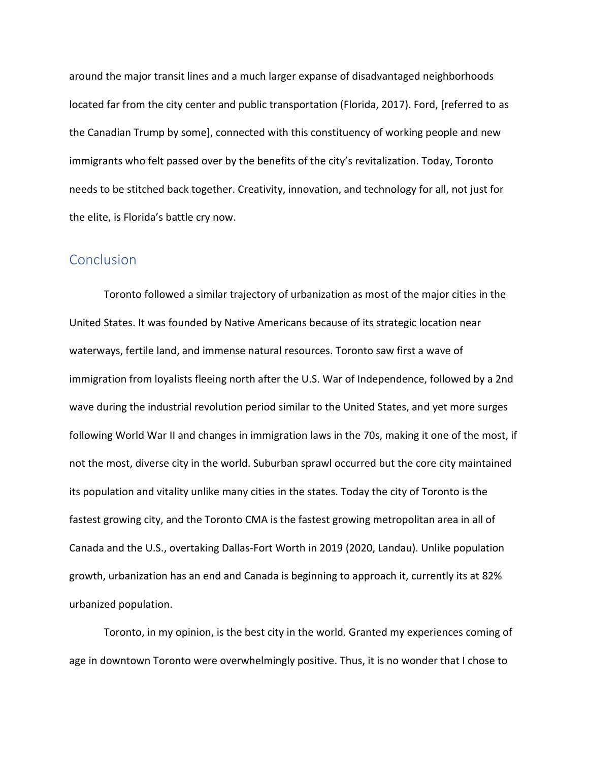around the major transit lines and a much larger expanse of disadvantaged neighborhoods located far from the city center and public transportation (Florida, 2017). Ford, [referred to as the Canadian Trump by some], connected with this constituency of working people and new immigrants who felt passed over by the benefits of the city's revitalization. Today, Toronto needs to be stitched back together. Creativity, innovation, and technology for all, not just for the elite, is Florida's battle cry now.

## Conclusion

Toronto followed a similar trajectory of urbanization as most of the major cities in the United States. It was founded by Native Americans because of its strategic location near waterways, fertile land, and immense natural resources. Toronto saw first a wave of immigration from loyalists fleeing north after the U.S. War of Independence, followed by a 2nd wave during the industrial revolution period similar to the United States, and yet more surges following World War II and changes in immigration laws in the 70s, making it one of the most, if not the most, diverse city in the world. Suburban sprawl occurred but the core city maintained its population and vitality unlike many cities in the states. Today the city of Toronto is the fastest growing city, and the Toronto CMA is the fastest growing metropolitan area in all of Canada and the U.S., overtaking Dallas-Fort Worth in 2019 (2020, Landau). Unlike population growth, urbanization has an end and Canada is beginning to approach it, currently its at 82% urbanized population.

Toronto, in my opinion, is the best city in the world. Granted my experiences coming of age in downtown Toronto were overwhelmingly positive. Thus, it is no wonder that I chose to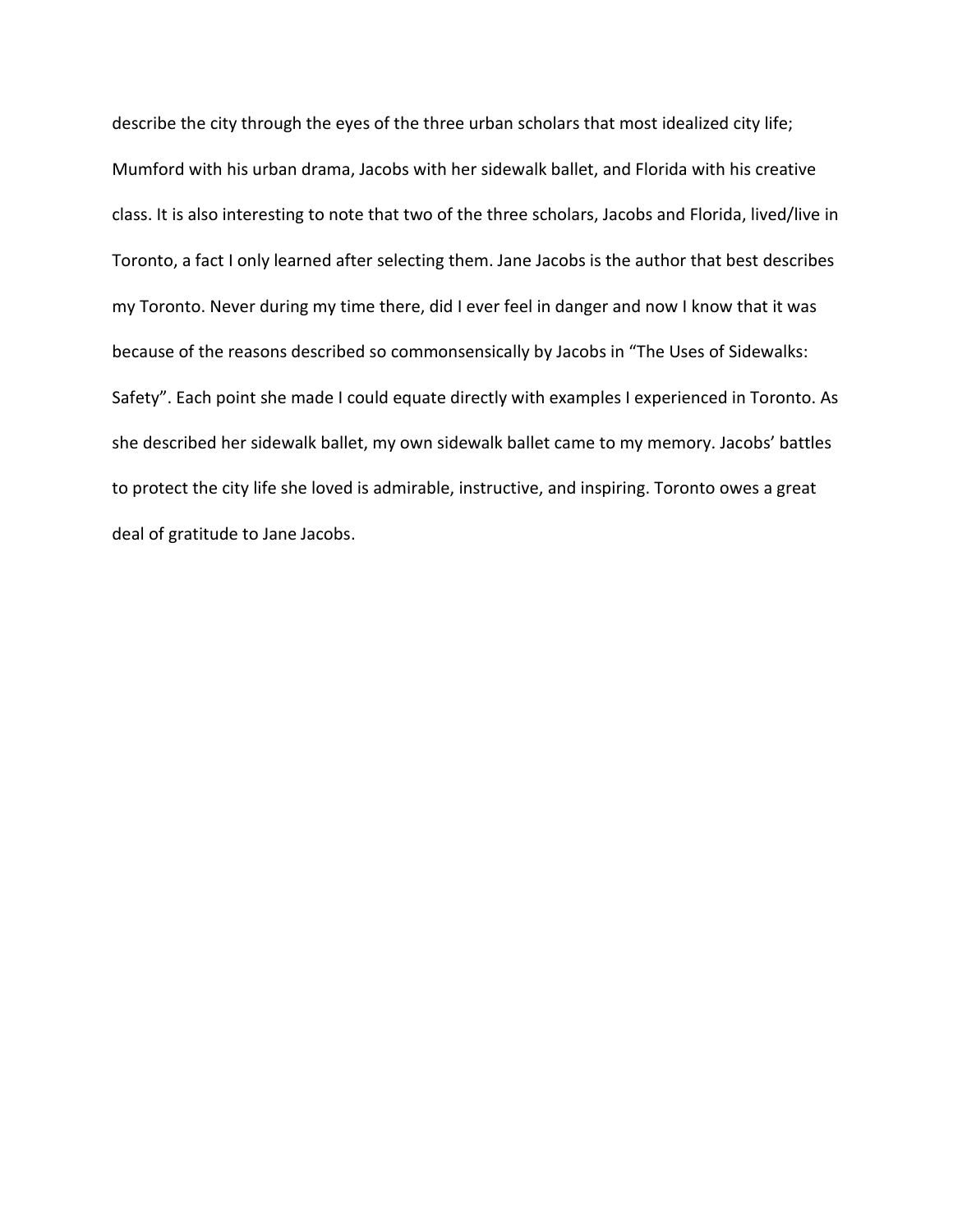describe the city through the eyes of the three urban scholars that most idealized city life; Mumford with his urban drama, Jacobs with her sidewalk ballet, and Florida with his creative class. It is also interesting to note that two of the three scholars, Jacobs and Florida, lived/live in Toronto, a fact I only learned after selecting them. Jane Jacobs is the author that best describes my Toronto. Never during my time there, did I ever feel in danger and now I know that it was because of the reasons described so commonsensically by Jacobs in "The Uses of Sidewalks: Safety". Each point she made I could equate directly with examples I experienced in Toronto. As she described her sidewalk ballet, my own sidewalk ballet came to my memory. Jacobs' battles to protect the city life she loved is admirable, instructive, and inspiring. Toronto owes a great deal of gratitude to Jane Jacobs.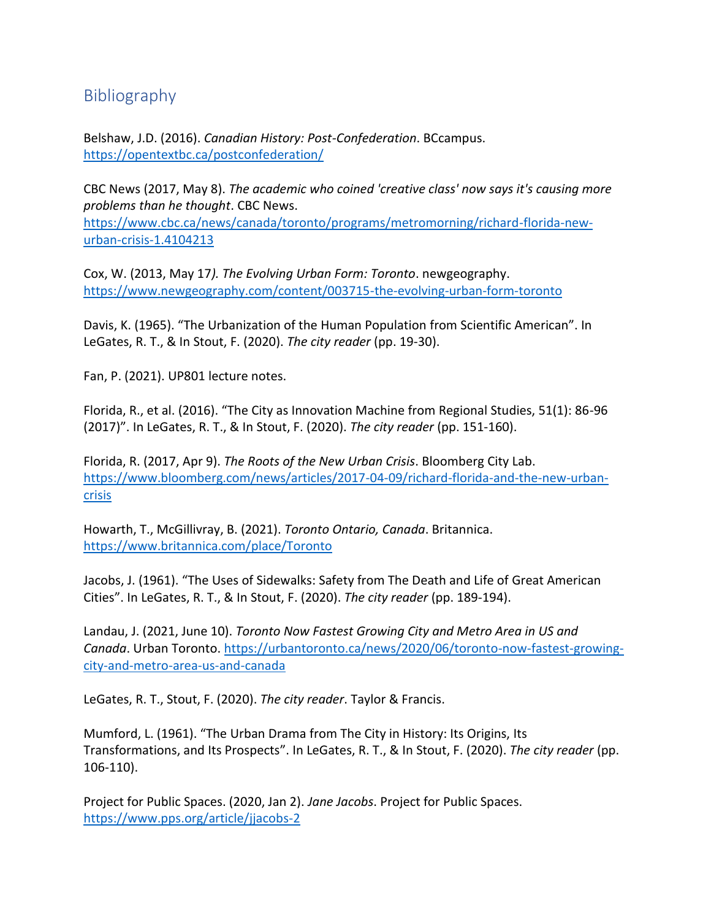## Bibliography

Belshaw, J.D. (2016). *Canadian History: Post-Confederation*. BCcampus. https://opentextbc.ca/postconfederation/

CBC News (2017, May 8). *The academic who coined 'creative class' now says it's causing more problems than he thought*. CBC News. https://www.cbc.ca/news/canada/toronto/programs/metromorning/richard-florida-new-urban-crisis-1.4104213

Cox, W. (2013, May 17*). The Evolving Urban Form: Toronto*. newgeography. https://www.newgeography.com/content/003715-the-evolving-urban-form-toronto

Davis, K. (1965). "The Urbanization of the Human Population from Scientific American". In LeGates, R. T., & In Stout, F. (2020). *The city reader* (pp. 19-30).

Fan, P. (2021). UP801 lecture notes.

Florida, R., et al. (2016). "The City as Innovation Machine from Regional Studies, 51(1): 86-96 (2017)". In LeGates, R. T., & In Stout, F. (2020). *The city reader* (pp. 151-160).

Florida, R. (2017, Apr 9). *The Roots of the New Urban Crisis*. Bloomberg City Lab. https://www.bloomberg.com/news/articles/2017-04-09/richard-florida-and-the-new-urban-crisis

Howarth, T., McGillivray, B. (2021). *Toronto Ontario, Canada*. Britannica. https://www.britannica.com/place/Toronto

Jacobs, J. (1961). "The Uses of Sidewalks: Safety from The Death and Life of Great American Cities". In LeGates, R. T., & In Stout, F. (2020). *The city reader* (pp. 189-194).

Landau, J. (2021, June 10). *Toronto Now Fastest Growing City and Metro Area in US and Canada*. Urban Toronto. https://urbantoronto.ca/news/2020/06/toronto-now-fastest-growing-city-and-metro-area-us-and-canada

LeGates, R. T., Stout, F. (2020). *The city reader*. Taylor & Francis.

Mumford, L. (1961). "The Urban Drama from The City in History: Its Origins, Its Transformations, and Its Prospects". In LeGates, R. T., & In Stout, F. (2020). *The city reader* (pp. 106-110).

Project for Public Spaces. (2020, Jan 2). *Jane Jacobs*. Project for Public Spaces. https://www.pps.org/article/jjacobs-2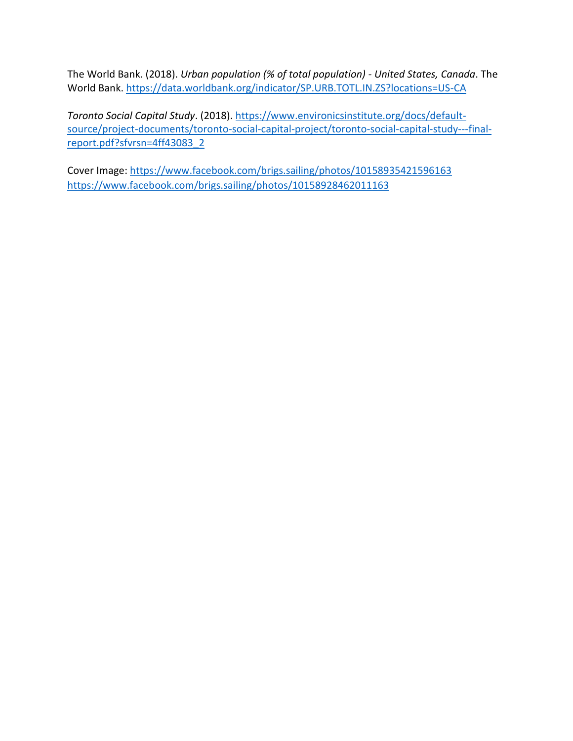The World Bank. (2018). *Urban population (% of total population) - United States, Canada*. The World Bank. https://data.worldbank.org/indicator/SP.URB.TOTL.IN.ZS?locations=US-CA

*Toronto Social Capital Study*. (2018). https://www.environicsinstitute.org/docs/default-source/project-documents/toronto-social-capital-project/toronto-social-capital-study---final-report.pdf?sfvrsn=4ff43083_2

Cover Image: https://www.facebook.com/brigs.sailing/photos/10158935421596163
https://www.facebook.com/brigs.sailing/photos/10158928462011163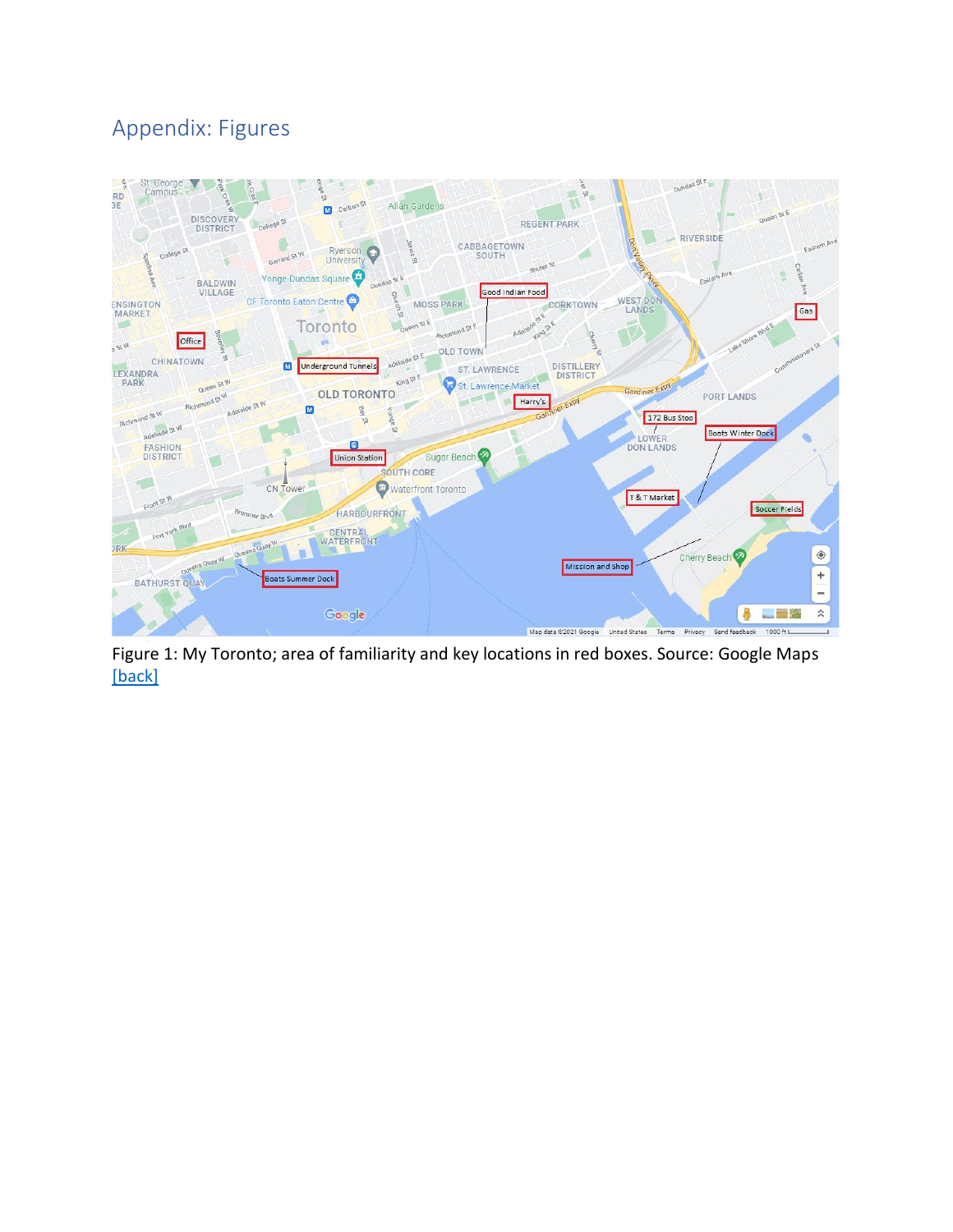## Appendix: Figures

Figure 1: My Toronto; area of familiarity and key locations in red boxes. Source: Google Maps [back]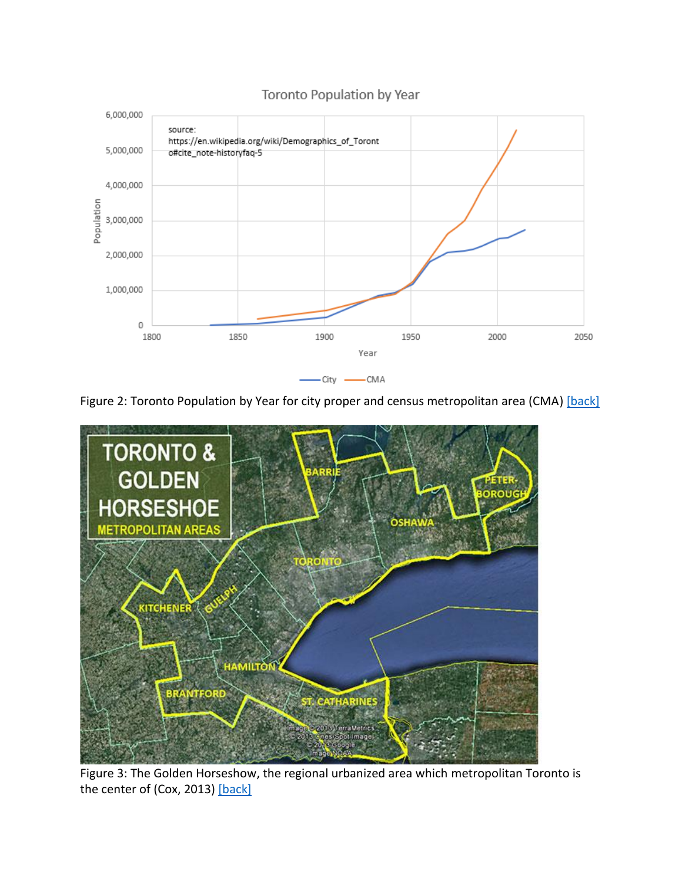Figure 2: Toronto Population by Year for city proper and census metropolitan area (CMA) [back]

Figure 3: The Golden Horseshow, the regional urbanized area which metropolitan Toronto is the center of (Cox, 2013) [back]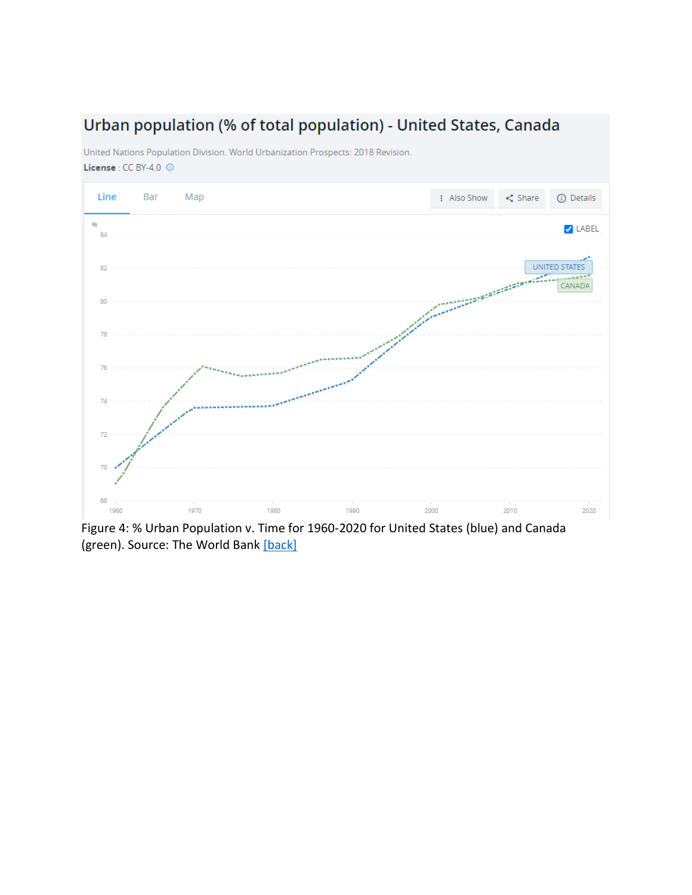Urban population (% of total population) - United States, Canada

United Nations Population Division. World Urbanization Prospects: 2018 Revision.

**License** : CC BY-4.0

Line Bar Map

Also Show Share Details

LABEL

%

84

82

80

78

76

74

72

70

68

1960 1970 1980 1990 2000 2010 2020

UNITED STATES

CANADA

Figure 4: % Urban Population v. Time for 1960-2020 for United States (blue) and Canada (green). Source: The World Bank [back]